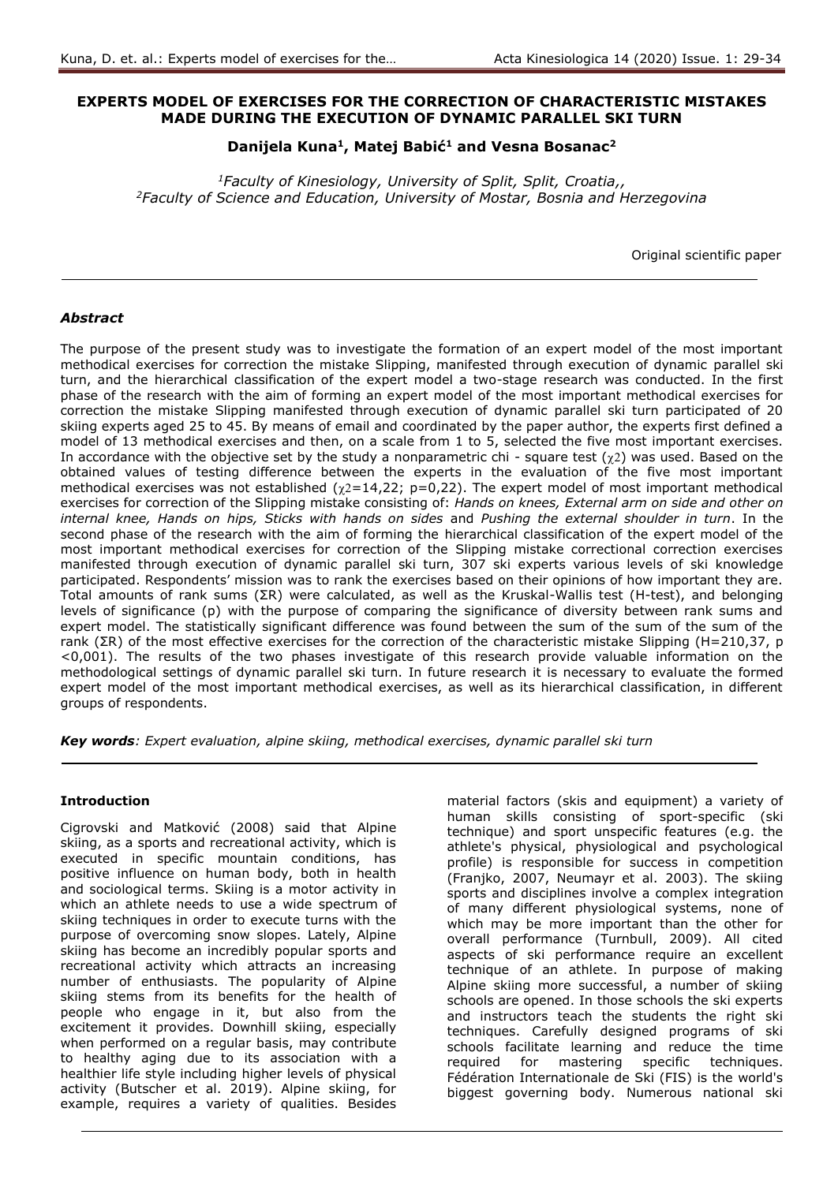# EXPERTS MODEL OF EXERCISES FOR THE CORRECTION OF CHARACTERISTIC MISTAKES MADE DURING THE EXECUTION OF DYNAMIC PARALLEL SKI TURN

**Danijela Kuna[1], Matej Babić[1] and Vesna Bosanac[2]**

*[1]Faculty of Kinesiology, University of Split, Split, Croatia,,*
*[2]Faculty of Science and Education, University of Mostar, Bosnia and Herzegovina*

Original scientific paper

## *Abstract*

The purpose of the present study was to investigate the formation of an expert model of the most important methodical exercises for correction the mistake Slipping, manifested through execution of dynamic parallel ski turn, and the hierarchical classification of the expert model a two-stage research was conducted. In the first phase of the research with the aim of forming an expert model of the most important methodical exercises for correction the mistake Slipping manifested through execution of dynamic parallel ski turn participated of 20 skiing experts aged 25 to 45. By means of email and coordinated by the paper author, the experts first defined a model of 13 methodical exercises and then, on a scale from 1 to 5, selected the five most important exercises. In accordance with the objective set by the study a nonparametric chi - square test ($\chi 2$) was used. Based on the obtained values of testing difference between the experts in the evaluation of the five most important methodical exercises was not established ($\chi 2$=14,22; p=0,22). The expert model of most important methodical exercises for correction of the Slipping mistake consisting of: *Hands on knees, External arm on side and other on internal knee, Hands on hips, Sticks with hands on sides* and *Pushing the external shoulder in turn*. In the second phase of the research with the aim of forming the hierarchical classification of the expert model of the most important methodical exercises for correction of the Slipping mistake correctional correction exercises manifested through execution of dynamic parallel ski turn, 307 ski experts various levels of ski knowledge participated. Respondents' mission was to rank the exercises based on their opinions of how important they are. Total amounts of rank sums (ΣR) were calculated, as well as the Kruskal-Wallis test (H-test), and belonging levels of significance (p) with the purpose of comparing the significance of diversity between rank sums and expert model. The statistically significant difference was found between the sum of the sum of the sum of the rank (ΣR) of the most effective exercises for the correction of the characteristic mistake Slipping (H=210,37, p <0,001). The results of the two phases investigate of this research provide valuable information on the methodological settings of dynamic parallel ski turn. In future research it is necessary to evaluate the formed expert model of the most important methodical exercises, as well as its hierarchical classification, in different groups of respondents.

***Key words****: Expert evaluation, alpine skiing, methodical exercises, dynamic parallel ski turn*

## Introduction

Cigrovski and Matković (2008) said that Alpine skiing, as a sports and recreational activity, which is executed in specific mountain conditions, has positive influence on human body, both in health and sociological terms. Skiing is a motor activity in which an athlete needs to use a wide spectrum of skiing techniques in order to execute turns with the purpose of overcoming snow slopes. Lately, Alpine skiing has become an incredibly popular sports and recreational activity which attracts an increasing number of enthusiasts. The popularity of Alpine skiing stems from its benefits for the health of people who engage in it, but also from the excitement it provides. Downhill skiing, especially when performed on a regular basis, may contribute to healthy aging due to its association with a healthier life style including higher levels of physical activity (Butscher et al. 2019). Alpine skiing, for example, requires a variety of qualities. Besides material factors (skis and equipment) a variety of human skills consisting of sport-specific (ski technique) and sport unspecific features (e.g. the athlete's physical, physiological and psychological profile) is responsible for success in competition (Franjko, 2007, Neumayr et al. 2003). The skiing sports and disciplines involve a complex integration of many different physiological systems, none of which may be more important than the other for overall performance (Turnbull, 2009). All cited aspects of ski performance require an excellent technique of an athlete. In purpose of making Alpine skiing more successful, a number of skiing schools are opened. In those schools the ski experts and instructors teach the students the right ski techniques. Carefully designed programs of ski schools facilitate learning and reduce the time required for mastering specific techniques. Fédération Internationale de Ski (FIS) is the world's biggest governing body. Numerous national ski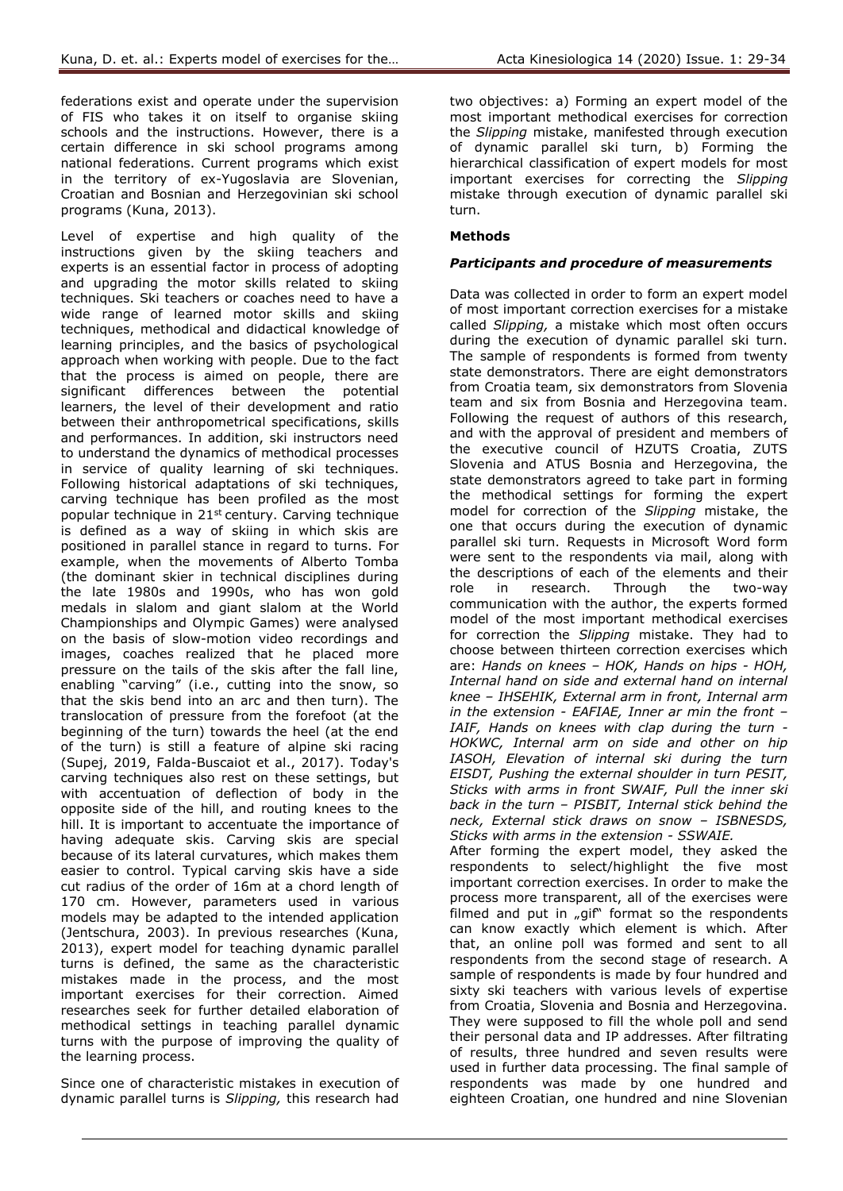federations exist and operate under the supervision of FIS who takes it on itself to organise skiing schools and the instructions. However, there is a certain difference in ski school programs among national federations. Current programs which exist in the territory of ex-Yugoslavia are Slovenian, Croatian and Bosnian and Herzegovinian ski school programs (Kuna, 2013).

Level of expertise and high quality of the instructions given by the skiing teachers and experts is an essential factor in process of adopting and upgrading the motor skills related to skiing techniques. Ski teachers or coaches need to have a wide range of learned motor skills and skiing techniques, methodical and didactical knowledge of learning principles, and the basics of psychological approach when working with people. Due to the fact that the process is aimed on people, there are significant differences between the potential learners, the level of their development and ratio between their anthropometrical specifications, skills and performances. In addition, ski instructors need to understand the dynamics of methodical processes in service of quality learning of ski techniques. Following historical adaptations of ski techniques, carving technique has been profiled as the most popular technique in 21st century. Carving technique is defined as a way of skiing in which skis are positioned in parallel stance in regard to turns. For example, when the movements of Alberto Tomba (the dominant skier in technical disciplines during the late 1980s and 1990s, who has won gold medals in slalom and giant slalom at the World Championships and Olympic Games) were analysed on the basis of slow-motion video recordings and images, coaches realized that he placed more pressure on the tails of the skis after the fall line, enabling "carving" (i.e., cutting into the snow, so that the skis bend into an arc and then turn). The translocation of pressure from the forefoot (at the beginning of the turn) towards the heel (at the end of the turn) is still a feature of alpine ski racing (Supej, 2019, Falda-Buscaiot et al., 2017). Today's carving techniques also rest on these settings, but with accentuation of deflection of body in the opposite side of the hill, and routing knees to the hill. It is important to accentuate the importance of having adequate skis. Carving skis are special because of its lateral curvatures, which makes them easier to control. Typical carving skis have a side cut radius of the order of 16m at a chord length of 170 cm. However, parameters used in various models may be adapted to the intended application (Jentschura, 2003). In previous researches (Kuna, 2013), expert model for teaching dynamic parallel turns is defined, the same as the characteristic mistakes made in the process, and the most important exercises for their correction. Aimed researches seek for further detailed elaboration of methodical settings in teaching parallel dynamic turns with the purpose of improving the quality of the learning process.

Since one of characteristic mistakes in execution of dynamic parallel turns is *Slipping,* this research had two objectives: a) Forming an expert model of the most important methodical exercises for correction the *Slipping* mistake, manifested through execution of dynamic parallel ski turn, b) Forming the hierarchical classification of expert models for most important exercises for correcting the *Slipping* mistake through execution of dynamic parallel ski turn.

## Methods

### *Participants and procedure of measurements*

Data was collected in order to form an expert model of most important correction exercises for a mistake called *Slipping,* a mistake which most often occurs during the execution of dynamic parallel ski turn. The sample of respondents is formed from twenty state demonstrators. There are eight demonstrators from Croatia team, six demonstrators from Slovenia team and six from Bosnia and Herzegovina team. Following the request of authors of this research, and with the approval of president and members of the executive council of HZUTS Croatia, ZUTS Slovenia and ATUS Bosnia and Herzegovina, the state demonstrators agreed to take part in forming the methodical settings for forming the expert model for correction of the *Slipping* mistake, the one that occurs during the execution of dynamic parallel ski turn. Requests in Microsoft Word form were sent to the respondents via mail, along with the descriptions of each of the elements and their role in research. Through the two-way communication with the author, the experts formed model of the most important methodical exercises for correction the *Slipping* mistake. They had to choose between thirteen correction exercises which are: *Hands on knees – HOK, Hands on hips - HOH, Internal hand on side and external hand on internal knee – IHSEHIK, External arm in front, Internal arm in the extension - EAFIAE, Inner ar min the front – IAIF, Hands on knees with clap during the turn - HOKWC, Internal arm on side and other on hip IASOH, Elevation of internal ski during the turn EISDT, Pushing the external shoulder in turn PESIT, Sticks with arms in front SWAIF, Pull the inner ski back in the turn – PISBIT, Internal stick behind the neck, External stick draws on snow – ISBNESDS, Sticks with arms in the extension - SSWAIE.*

After forming the expert model, they asked the respondents to select/highlight the five most important correction exercises. In order to make the process more transparent, all of the exercises were filmed and put in „gif" format so the respondents can know exactly which element is which. After that, an online poll was formed and sent to all respondents from the second stage of research. A sample of respondents is made by four hundred and sixty ski teachers with various levels of expertise from Croatia, Slovenia and Bosnia and Herzegovina. They were supposed to fill the whole poll and send their personal data and IP addresses. After filtrating of results, three hundred and seven results were used in further data processing. The final sample of respondents was made by one hundred and eighteen Croatian, one hundred and nine Slovenian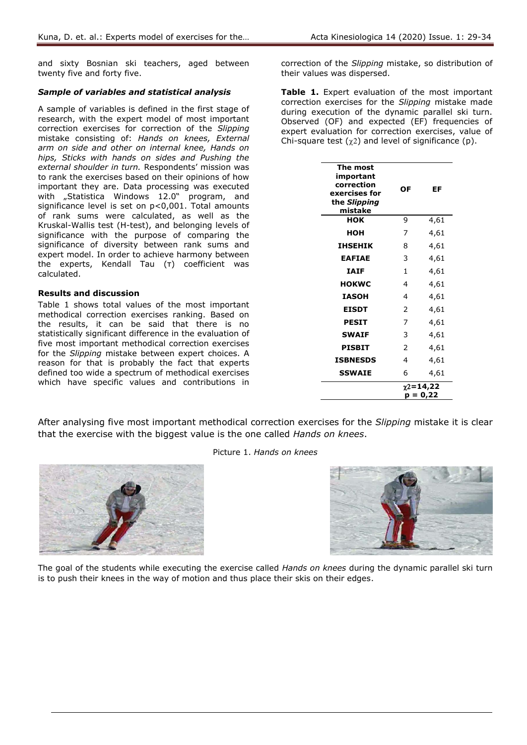and sixty Bosnian ski teachers, aged between twenty five and forty five.

### *Sample of variables and statistical analysis*

A sample of variables is defined in the first stage of research, with the expert model of most important correction exercises for correction of the *Slipping* mistake consisting of: *Hands on knees, External arm on side and other on internal knee, Hands on hips, Sticks with hands on sides and Pushing the external shoulder in turn.* Respondents' mission was to rank the exercises based on their opinions of how important they are. Data processing was executed with „Statistica Windows 12.0" program, and significance level is set on $p<0,001$. Total amounts of rank sums were calculated, as well as the Kruskal-Wallis test (H-test), and belonging levels of significance with the purpose of comparing the significance of diversity between rank sums and expert model. In order to achieve harmony between the experts, Kendall Tau (τ) coefficient was calculated.

### **Results and discussion**

Table 1 shows total values of the most important methodical correction exercises ranking. Based on the results, it can be said that there is no statistically significant difference in the evaluation of five most important methodical correction exercises for the *Slipping* mistake between expert choices. A reason for that is probably the fact that experts defined too wide a spectrum of methodical exercises which have specific values and contributions in correction of the *Slipping* mistake, so distribution of their values was dispersed.

**Table 1.** Expert evaluation of the most important correction exercises for the *Slipping* mistake made during execution of the dynamic parallel ski turn. Observed (OF) and expected (EF) frequencies of expert evaluation for correction exercises, value of Chi-square test ($\chi 2$) and level of significance (p).

| The most important correction exercises for the *Slipping* mistake | OF | EF |
|---|---|---|
| **HOK** | 9 | 4,61 |
| **HOH** | 7 | 4,61 |
| **IHSEHIK** | 8 | 4,61 |
| **EAFIAE** | 3 | 4,61 |
| **IAIF** | 1 | 4,61 |
| **HOKWC** | 4 | 4,61 |
| **IASOH** | 4 | 4,61 |
| **EISDT** | 2 | 4,61 |
| **PESIT** | 7 | 4,61 |
| **SWAIF** | 3 | 4,61 |
| **PISBIT** | 2 | 4,61 |
| **ISBNESDS** | 4 | 4,61 |
| **SSWAIE** | 6 | 4,61 |
| | $\chi 2=14,22$ $p = 0,22$ | |

After analysing five most important methodical correction exercises for the *Slipping* mistake it is clear that the exercise with the biggest value is the one called *Hands on knees*.

Picture 1. *Hands on knees*

The goal of the students while executing the exercise called *Hands on knees* during the dynamic parallel ski turn is to push their knees in the way of motion and thus place their skis on their edges.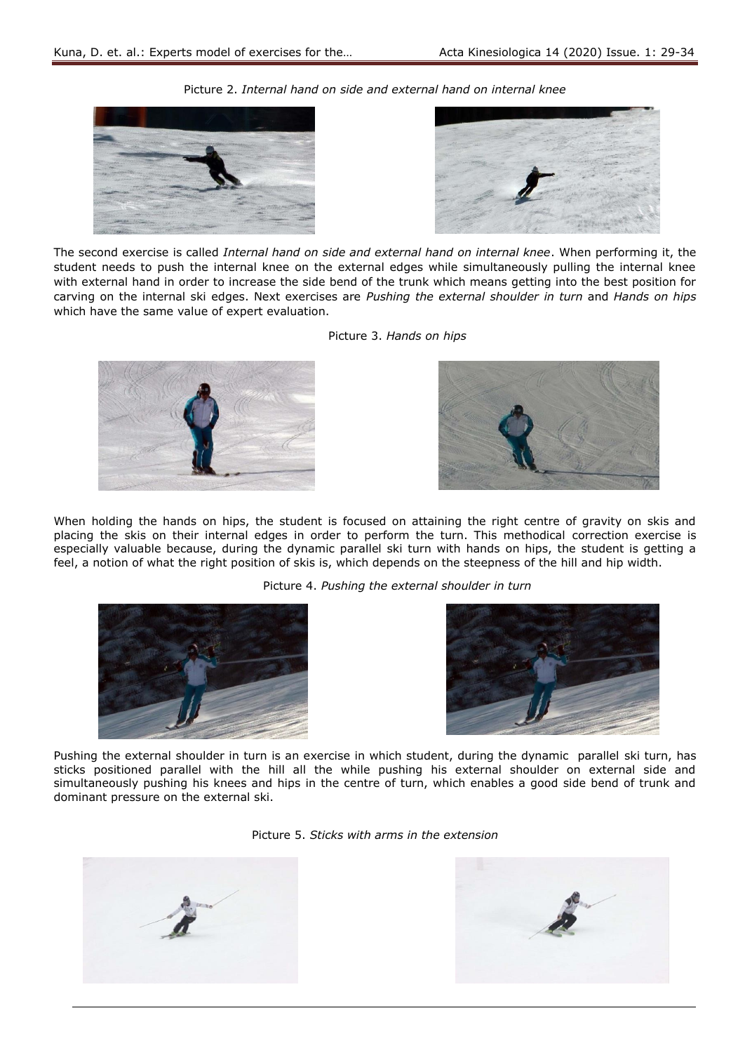Picture 2. *Internal hand on side and external hand on internal knee*

The second exercise is called *Internal hand on side and external hand on internal knee*. When performing it, the student needs to push the internal knee on the external edges while simultaneously pulling the internal knee with external hand in order to increase the side bend of the trunk which means getting into the best position for carving on the internal ski edges. Next exercises are *Pushing the external shoulder in turn* and *Hands on hips* which have the same value of expert evaluation.

Picture 3. *Hands on hips*

When holding the hands on hips, the student is focused on attaining the right centre of gravity on skis and placing the skis on their internal edges in order to perform the turn. This methodical correction exercise is especially valuable because, during the dynamic parallel ski turn with hands on hips, the student is getting a feel, a notion of what the right position of skis is, which depends on the steepness of the hill and hip width.

Picture 4. *Pushing the external shoulder in turn*

Pushing the external shoulder in turn is an exercise in which student, during the dynamic parallel ski turn, has sticks positioned parallel with the hill all the while pushing his external shoulder on external side and simultaneously pushing his knees and hips in the centre of turn, which enables a good side bend of trunk and dominant pressure on the external ski.

Picture 5. *Sticks with arms in the extension*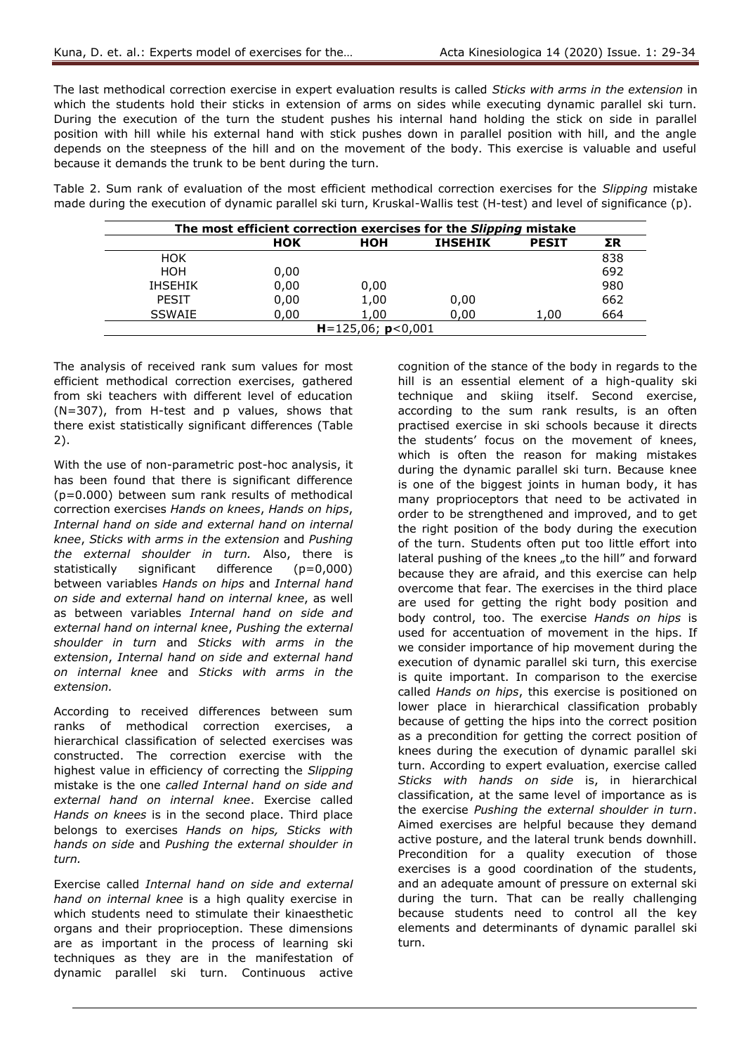The last methodical correction exercise in expert evaluation results is called *Sticks with arms in the extension* in which the students hold their sticks in extension of arms on sides while executing dynamic parallel ski turn. During the execution of the turn the student pushes his internal hand holding the stick on side in parallel position with hill while his external hand with stick pushes down in parallel position with hill, and the angle depends on the steepness of the hill and on the movement of the body. This exercise is valuable and useful because it demands the trunk to be bent during the turn.

Table 2. Sum rank of evaluation of the most efficient methodical correction exercises for the *Slipping* mistake made during the execution of dynamic parallel ski turn, Kruskal-Wallis test (H-test) and level of significance (p).

| The most efficient correction exercises for the *Slipping* mistake | | | | | |
|---|---|---|---|---|---|
| | **HOK** | **HOH** | **IHSEHIK** | **PESIT** | **ΣR** |
| HOK | | | | | 838 |
| HOH | 0,00 | | | | 692 |
| IHSEHIK | 0,00 | 0,00 | | | 980 |
| PESIT | 0,00 | 1,00 | 0,00 | | 662 |
| SSWAIE | 0,00 | 1,00 | 0,00 | 1,00 | 664 |
| **H**=125,06; **p**<0,001 | | | | | |

The analysis of received rank sum values for most efficient methodical correction exercises, gathered from ski teachers with different level of education (N=307), from H-test and p values, shows that there exist statistically significant differences (Table 2).

With the use of non-parametric post-hoc analysis, it has been found that there is significant difference (p=0.000) between sum rank results of methodical correction exercises *Hands on knees*, *Hands on hips*, *Internal hand on side and external hand on internal knee*, *Sticks with arms in the extension* and *Pushing the external shoulder in turn.* Also, there is statistically significant difference (p=0,000) between variables *Hands on hips* and *Internal hand on side and external hand on internal knee*, as well as between variables *Internal hand on side and external hand on internal knee*, *Pushing the external shoulder in turn* and *Sticks with arms in the extension*, *Internal hand on side and external hand on internal knee* and *Sticks with arms in the extension.*

According to received differences between sum ranks of methodical correction exercises, a hierarchical classification of selected exercises was constructed. The correction exercise with the highest value in efficiency of correcting the *Slipping* mistake is the one *called Internal hand on side and external hand on internal knee*. Exercise called *Hands on knees* is in the second place. Third place belongs to exercises *Hands on hips, Sticks with hands on side* and *Pushing the external shoulder in turn.*

Exercise called *Internal hand on side and external hand on internal knee* is a high quality exercise in which students need to stimulate their kinaesthetic organs and their proprioception. These dimensions are as important in the process of learning ski techniques as they are in the manifestation of dynamic parallel ski turn. Continuous active cognition of the stance of the body in regards to the hill is an essential element of a high-quality ski technique and skiing itself. Second exercise, according to the sum rank results, is an often practised exercise in ski schools because it directs the students' focus on the movement of knees, which is often the reason for making mistakes during the dynamic parallel ski turn. Because knee is one of the biggest joints in human body, it has many proprioceptors that need to be activated in order to be strengthened and improved, and to get the right position of the body during the execution of the turn. Students often put too little effort into lateral pushing of the knees „to the hill" and forward because they are afraid, and this exercise can help overcome that fear. The exercises in the third place are used for getting the right body position and body control, too. The exercise *Hands on hips* is used for accentuation of movement in the hips. If we consider importance of hip movement during the execution of dynamic parallel ski turn, this exercise is quite important. In comparison to the exercise called *Hands on hips*, this exercise is positioned on lower place in hierarchical classification probably because of getting the hips into the correct position as a precondition for getting the correct position of knees during the execution of dynamic parallel ski turn. According to expert evaluation, exercise called *Sticks with hands on side* is, in hierarchical classification, at the same level of importance as is the exercise *Pushing the external shoulder in turn*. Aimed exercises are helpful because they demand active posture, and the lateral trunk bends downhill. Precondition for a quality execution of those exercises is a good coordination of the students, and an adequate amount of pressure on external ski during the turn. That can be really challenging because students need to control all the key elements and determinants of dynamic parallel ski turn.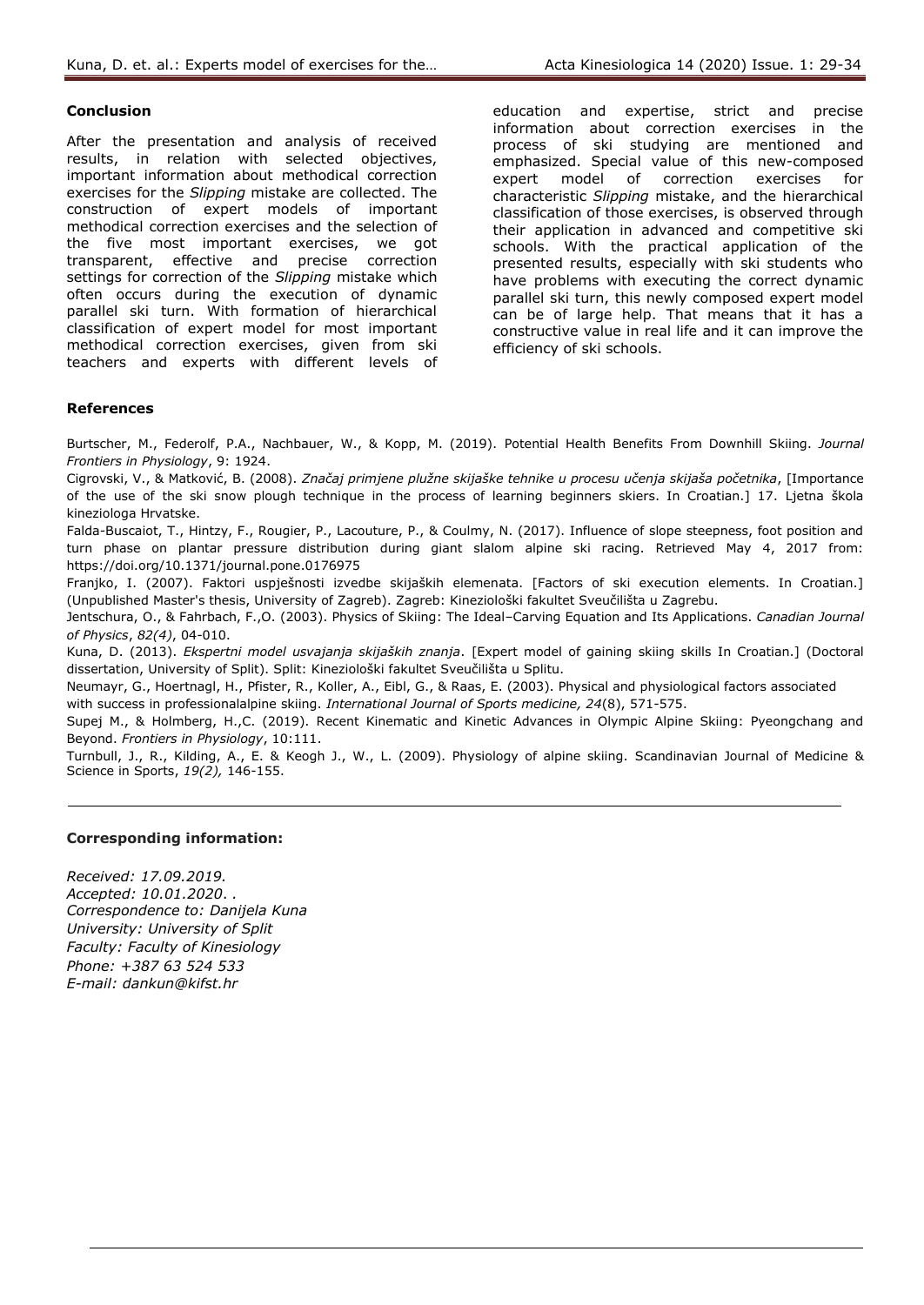### Conclusion

After the presentation and analysis of received results, in relation with selected objectives, important information about methodical correction exercises for the *Slipping* mistake are collected. The construction of expert models of important methodical correction exercises and the selection of the five most important exercises, we got transparent, effective and precise correction settings for correction of the *Slipping* mistake which often occurs during the execution of dynamic parallel ski turn. With formation of hierarchical classification of expert model for most important methodical correction exercises, given from ski teachers and experts with different levels of education and expertise, strict and precise information about correction exercises in the process of ski studying are mentioned and emphasized. Special value of this new-composed expert model of correction exercises for characteristic *Slipping* mistake, and the hierarchical classification of those exercises, is observed through their application in advanced and competitive ski schools. With the practical application of the presented results, especially with ski students who have problems with executing the correct dynamic parallel ski turn, this newly composed expert model can be of large help. That means that it has a constructive value in real life and it can improve the efficiency of ski schools.

### References

Burtscher, M., Federolf, P.A., Nachbauer, W., & Kopp, M. (2019). Potential Health Benefits From Downhill Skiing. *Journal Frontiers in Physiology*, 9: 1924.

Cigrovski, V., & Matković, B. (2008). *Značaj primjene plužne skijaške tehnike u procesu učenja skijaša početnika*, [Importance of the use of the ski snow plough technique in the process of learning beginners skiers. In Croatian.] 17. Ljetna škola kineziologa Hrvatske.

Falda-Buscaiot, T., Hintzy, F., Rougier, P., Lacouture, P., & Coulmy, N. (2017). Influence of slope steepness, foot position and turn phase on plantar pressure distribution during giant slalom alpine ski racing. Retrieved May 4, 2017 from: https://doi.org/10.1371/journal.pone.0176975

Franjko, I. (2007). Faktori uspješnosti izvedbe skijaških elemenata. [Factors of ski execution elements. In Croatian.] (Unpublished Master's thesis, University of Zagreb). Zagreb: Kineziološki fakultet Sveučilišta u Zagrebu.

Jentschura, O., & Fahrbach, F.,O. (2003). Physics of Skiing: The Ideal–Carving Equation and Its Applications. *Canadian Journal of Physics*, *82(4)*, 04-010.

Kuna, D. (2013). *Ekspertni model usvajanja skijaških znanja*. [Expert model of gaining skiing skills In Croatian.] (Doctoral dissertation, University of Split). Split: Kineziološki fakultet Sveučilišta u Splitu.

Neumayr, G., Hoertnagl, H., Pfister, R., Koller, A., Eibl, G., & Raas, E. (2003). Physical and physiological factors associated with success in professionalalpine skiing. *International Journal of Sports medicine, 24*(8), 571-575.

Supej M., & Holmberg, H.,C. (2019). Recent Kinematic and Kinetic Advances in Olympic Alpine Skiing: Pyeongchang and Beyond. *Frontiers in Physiology*, 10:111.

Turnbull, J., R., Kilding, A., E. & Keogh J., W., L. (2009). Physiology of alpine skiing. Scandinavian Journal of Medicine & Science in Sports, *19(2),* 146-155.

---

### Corresponding information:

*Received: 17.09.2019.*
*Accepted: 10.01.2020. .*
*Correspondence to: Danijela Kuna*
*University: University of Split*
*Faculty: Faculty of Kinesiology*
*Phone: +387 63 524 533*
*E-mail: dankun@kifst.hr*